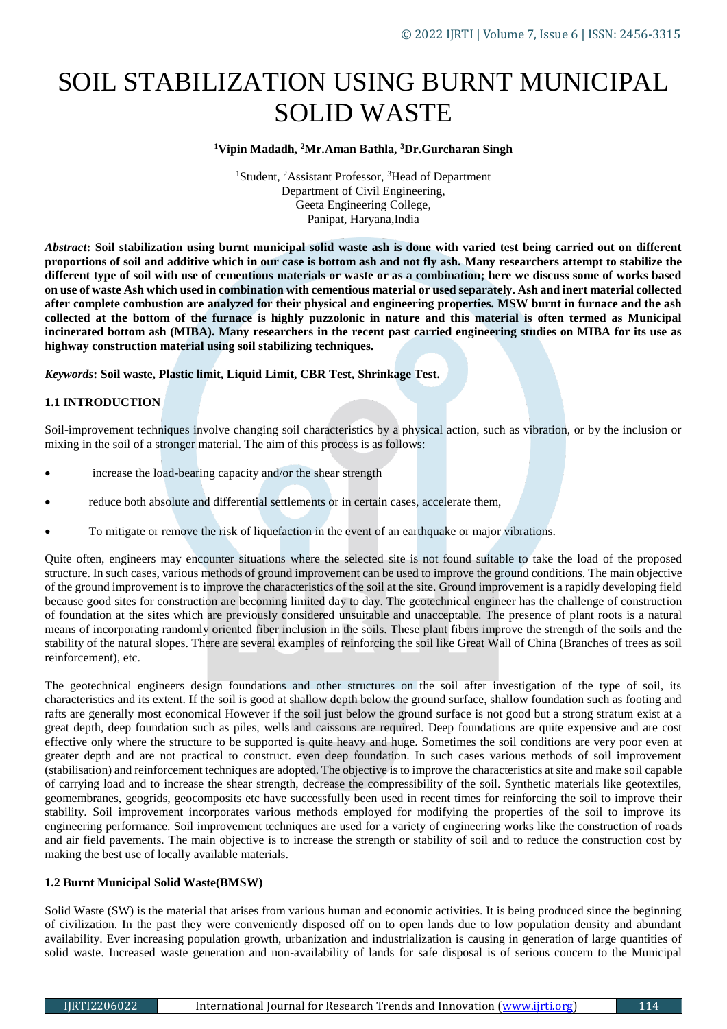# SOIL STABILIZATION USING BURNT MUNICIPAL SOLID WASTE

**[1]Vipin Madadh, [2]Mr.Aman Bathla, [3]Dr.Gurcharan Singh**

[1]Student, [2]Assistant Professor, [3]Head of Department
Department of Civil Engineering,
Geeta Engineering College,
Panipat, Haryana,India

***Abstract*: Soil stabilization using burnt municipal solid waste ash is done with varied test being carried out on different proportions of soil and additive which in our case is bottom ash and not fly ash. Many researchers attempt to stabilize the different type of soil with use of cementious materials or waste or as a combination; here we discuss some of works based on use of waste Ash which used in combination with cementious material or used separately. Ash and inert material collected after complete combustion are analyzed for their physical and engineering properties. MSW burnt in furnace and the ash collected at the bottom of the furnace is highly puzzolonic in nature and this material is often termed as Municipal incinerated bottom ash (MIBA). Many researchers in the recent past carried engineering studies on MIBA for its use as highway construction material using soil stabilizing techniques.**

***Keywords*: Soil waste, Plastic limit, Liquid Limit, CBR Test, Shrinkage Test.**

### 1.1 INTRODUCTION

Soil-improvement techniques involve changing soil characteristics by a physical action, such as vibration, or by the inclusion or mixing in the soil of a stronger material. The aim of this process is as follows:

- increase the load-bearing capacity and/or the shear strength
- reduce both absolute and differential settlements or in certain cases, accelerate them,
- To mitigate or remove the risk of liquefaction in the event of an earthquake or major vibrations.

Quite often, engineers may encounter situations where the selected site is not found suitable to take the load of the proposed structure. In such cases, various methods of ground improvement can be used to improve the ground conditions. The main objective of the ground improvement is to improve the characteristics of the soil at the site. Ground improvement is a rapidly developing field because good sites for construction are becoming limited day to day. The geotechnical engineer has the challenge of construction of foundation at the sites which are previously considered unsuitable and unacceptable. The presence of plant roots is a natural means of incorporating randomly oriented fiber inclusion in the soils. These plant fibers improve the strength of the soils and the stability of the natural slopes. There are several examples of reinforcing the soil like Great Wall of China (Branches of trees as soil reinforcement), etc.

The geotechnical engineers design foundations and other structures on the soil after investigation of the type of soil, its characteristics and its extent. If the soil is good at shallow depth below the ground surface, shallow foundation such as footing and rafts are generally most economical However if the soil just below the ground surface is not good but a strong stratum exist at a great depth, deep foundation such as piles, wells and caissons are required. Deep foundations are quite expensive and are cost effective only where the structure to be supported is quite heavy and huge. Sometimes the soil conditions are very poor even at greater depth and are not practical to construct. even deep foundation. In such cases various methods of soil improvement (stabilisation) and reinforcement techniques are adopted. The objective is to improve the characteristics at site and make soil capable of carrying load and to increase the shear strength, decrease the compressibility of the soil. Synthetic materials like geotextiles, geomembranes, geogrids, geocomposits etc have successfully been used in recent times for reinforcing the soil to improve their stability. Soil improvement incorporates various methods employed for modifying the properties of the soil to improve its engineering performance. Soil improvement techniques are used for a variety of engineering works like the construction of roads and air field pavements. The main objective is to increase the strength or stability of soil and to reduce the construction cost by making the best use of locally available materials.

### 1.2 Burnt Municipal Solid Waste(BMSW)

Solid Waste (SW) is the material that arises from various human and economic activities. It is being produced since the beginning of civilization. In the past they were conveniently disposed off on to open lands due to low population density and abundant availability. Ever increasing population growth, urbanization and industrialization is causing in generation of large quantities of solid waste. Increased waste generation and non-availability of lands for safe disposal is of serious concern to the Municipal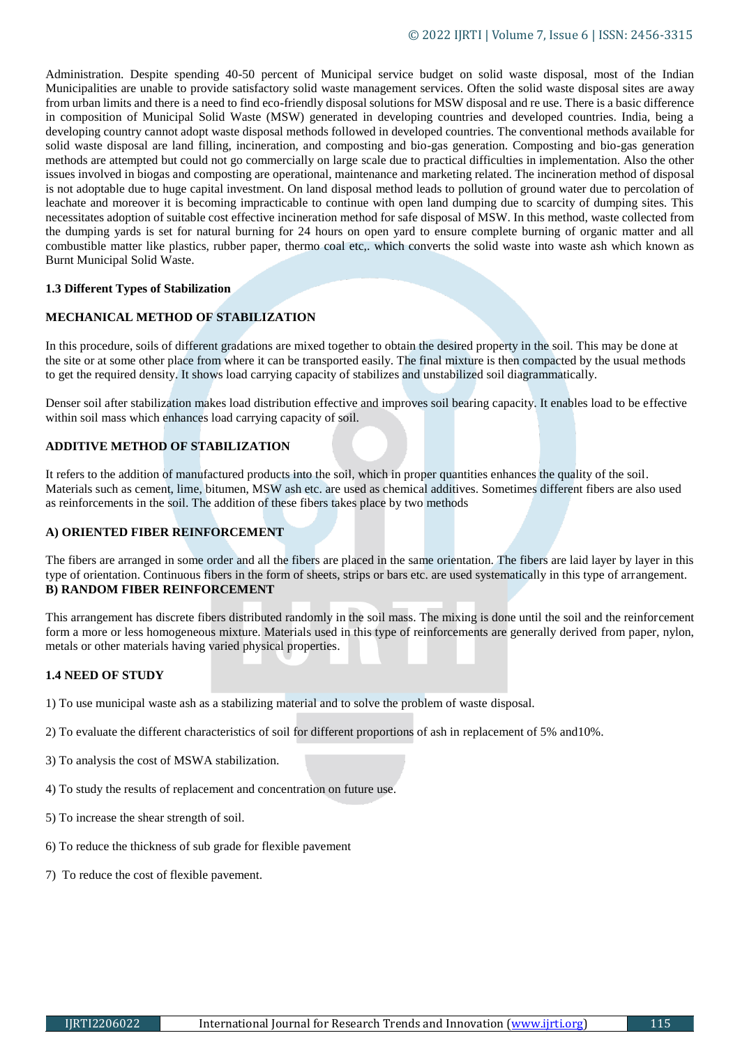Administration. Despite spending 40-50 percent of Municipal service budget on solid waste disposal, most of the Indian Municipalities are unable to provide satisfactory solid waste management services. Often the solid waste disposal sites are away from urban limits and there is a need to find eco-friendly disposal solutions for MSW disposal and re use. There is a basic difference in composition of Municipal Solid Waste (MSW) generated in developing countries and developed countries. India, being a developing country cannot adopt waste disposal methods followed in developed countries. The conventional methods available for solid waste disposal are land filling, incineration, and composting and bio-gas generation. Composting and bio-gas generation methods are attempted but could not go commercially on large scale due to practical difficulties in implementation. Also the other issues involved in biogas and composting are operational, maintenance and marketing related. The incineration method of disposal is not adoptable due to huge capital investment. On land disposal method leads to pollution of ground water due to percolation of leachate and moreover it is becoming impracticable to continue with open land dumping due to scarcity of dumping sites. This necessitates adoption of suitable cost effective incineration method for safe disposal of MSW. In this method, waste collected from the dumping yards is set for natural burning for 24 hours on open yard to ensure complete burning of organic matter and all combustible matter like plastics, rubber paper, thermo coal etc,. which converts the solid waste into waste ash which known as Burnt Municipal Solid Waste.

### 1.3 Different Types of Stabilization

**MECHANICAL METHOD OF STABILIZATION**

In this procedure, soils of different gradations are mixed together to obtain the desired property in the soil. This may be done at the site or at some other place from where it can be transported easily. The final mixture is then compacted by the usual methods to get the required density. It shows load carrying capacity of stabilizes and unstabilized soil diagrammatically.

Denser soil after stabilization makes load distribution effective and improves soil bearing capacity. It enables load to be effective within soil mass which enhances load carrying capacity of soil.

**ADDITIVE METHOD OF STABILIZATION**

It refers to the addition of manufactured products into the soil, which in proper quantities enhances the quality of the soil. Materials such as cement, lime, bitumen, MSW ash etc. are used as chemical additives. Sometimes different fibers are also used as reinforcements in the soil. The addition of these fibers takes place by two methods

**A) ORIENTED FIBER REINFORCEMENT**

The fibers are arranged in some order and all the fibers are placed in the same orientation. The fibers are laid layer by layer in this type of orientation. Continuous fibers in the form of sheets, strips or bars etc. are used systematically in this type of arrangement.

**B) RANDOM FIBER REINFORCEMENT**

This arrangement has discrete fibers distributed randomly in the soil mass. The mixing is done until the soil and the reinforcement form a more or less homogeneous mixture. Materials used in this type of reinforcements are generally derived from paper, nylon, metals or other materials having varied physical properties.

### 1.4 NEED OF STUDY

1) To use municipal waste ash as a stabilizing material and to solve the problem of waste disposal.

2) To evaluate the different characteristics of soil for different proportions of ash in replacement of 5% and10%.

3) To analysis the cost of MSWA stabilization.

4) To study the results of replacement and concentration on future use.

5) To increase the shear strength of soil.

6) To reduce the thickness of sub grade for flexible pavement

7) To reduce the cost of flexible pavement.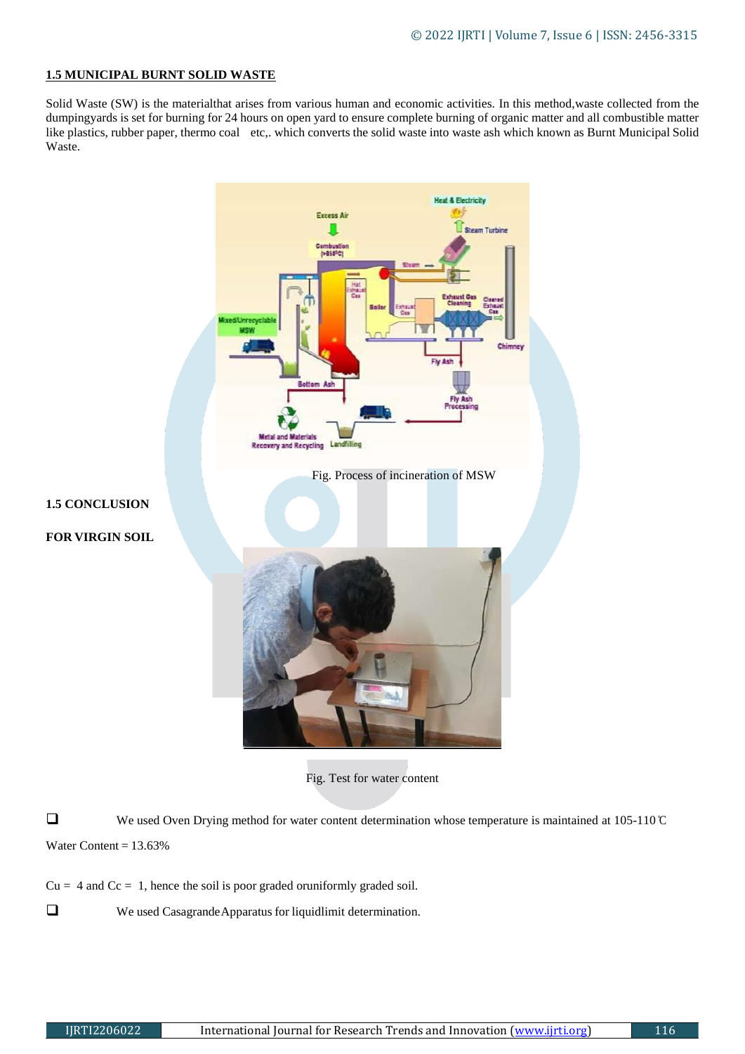## 1.5 MUNICIPAL BURNT SOLID WASTE

Solid Waste (SW) is the materialthat arises from various human and economic activities. In this method,waste collected from the dumpingyards is set for burning for 24 hours on open yard to ensure complete burning of organic matter and all combustible matter like plastics, rubber paper, thermo coal etc,. which converts the solid waste into waste ash which known as Burnt Municipal Solid Waste.

Fig. Process of incineration of MSW

## 1.5 CONCLUSION

### FOR VIRGIN SOIL

Fig. Test for water content

- We used Oven Drying method for water content determination whose temperature is maintained at 105-110℃

Water Content = 13.63%

Cu = 4 and Cc = 1, hence the soil is poor graded oruniformly graded soil.

- We used CasagrandeApparatus for liquidlimit determination.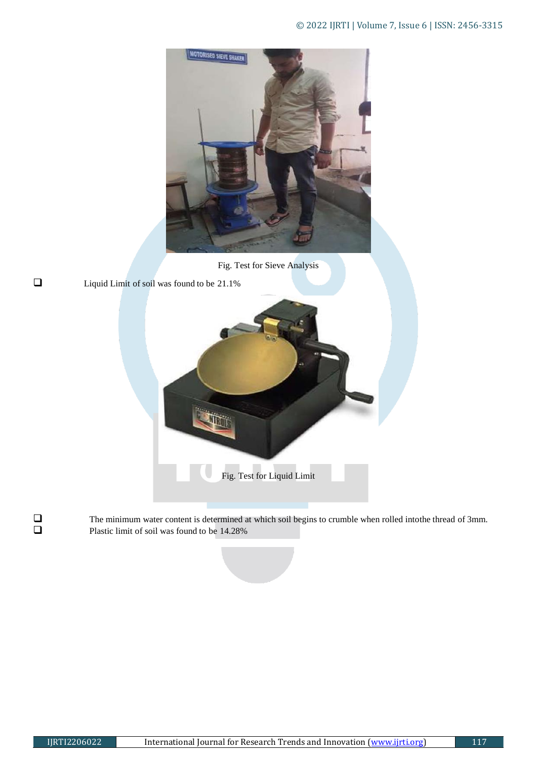Fig. Test for Sieve Analysis

- Liquid Limit of soil was found to be 21.1%

Fig. Test for Liquid Limit

- The minimum water content is determined at which soil begins to crumble when rolled intothe thread of 3mm.
- Plastic limit of soil was found to be 14.28%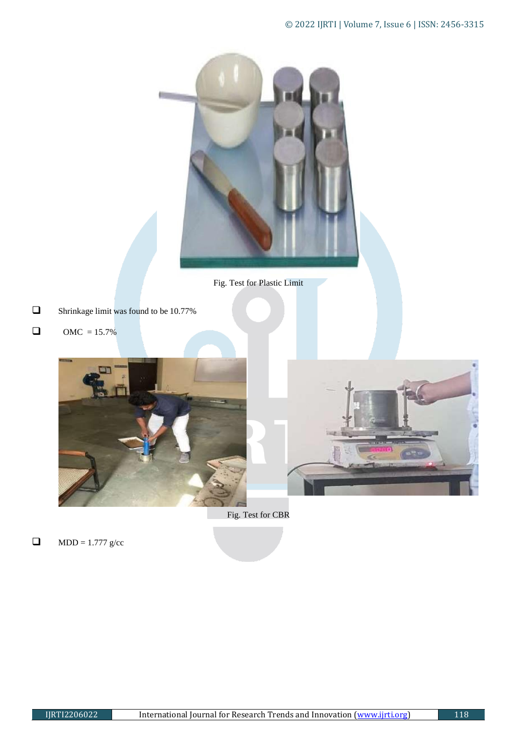Fig. Test for Plastic Limit

- Shrinkage limit was found to be 10.77%
- OMC = 15.7%

Fig. Test for CBR

- MDD = 1.777 g/cc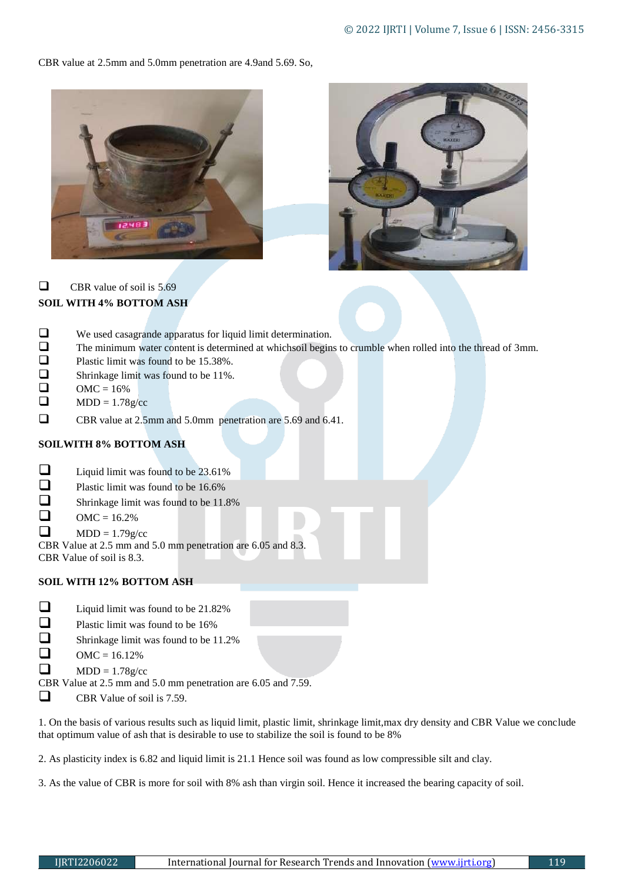CBR value at 2.5mm and 5.0mm penetration are 4.9and 5.69. So,

- CBR value of soil is 5.69

**SOIL WITH 4% BOTTOM ASH**

- We used casagrande apparatus for liquid limit determination.
- The minimum water content is determined at whichsoil begins to crumble when rolled into the thread of 3mm.
- Plastic limit was found to be 15.38%.
- Shrinkage limit was found to be 11%.
- OMC = 16%
- MDD = 1.78g/cc
- CBR value at 2.5mm and 5.0mm penetration are 5.69 and 6.41.

**SOILWITH 8% BOTTOM ASH**

- Liquid limit was found to be 23.61%
- Plastic limit was found to be 16.6%
- Shrinkage limit was found to be 11.8%
- OMC = 16.2%
- MDD = 1.79g/cc

CBR Value at 2.5 mm and 5.0 mm penetration are 6.05 and 8.3.
CBR Value of soil is 8.3.

**SOIL WITH 12% BOTTOM ASH**

- Liquid limit was found to be 21.82%
- Plastic limit was found to be 16%
- Shrinkage limit was found to be 11.2%
- OMC = 16.12%
- MDD = 1.78g/cc

CBR Value at 2.5 mm and 5.0 mm penetration are 6.05 and 7.59.

- CBR Value of soil is 7.59.

1. On the basis of various results such as liquid limit, plastic limit, shrinkage limit,max dry density and CBR Value we conclude that optimum value of ash that is desirable to use to stabilize the soil is found to be 8%

2. As plasticity index is 6.82 and liquid limit is 21.1 Hence soil was found as low compressible silt and clay.

3. As the value of CBR is more for soil with 8% ash than virgin soil. Hence it increased the bearing capacity of soil.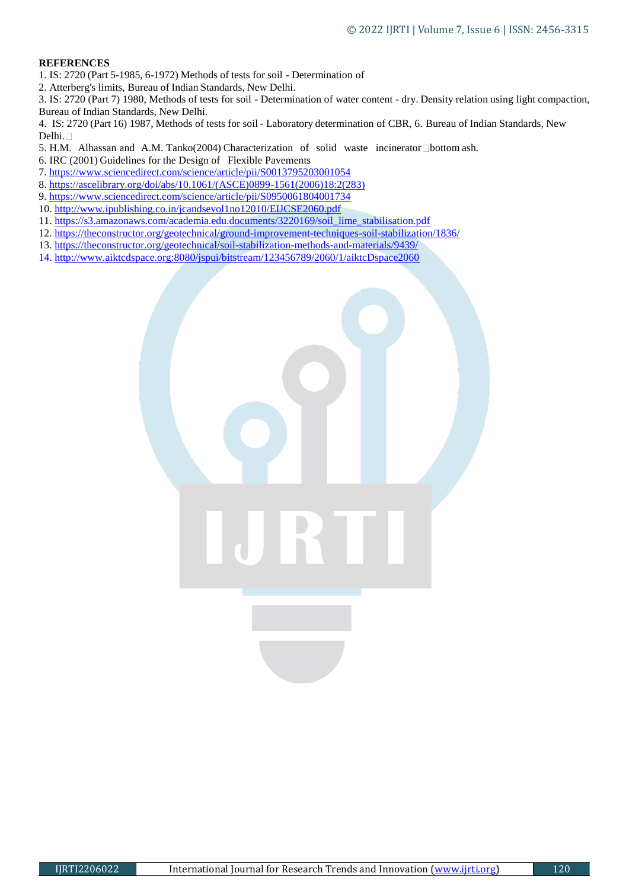**REFERENCES**

1. IS: 2720 (Part 5-1985, 6-1972) Methods of tests for soil - Determination of
2. Atterberg's limits, Bureau of Indian Standards, New Delhi.
3. IS: 2720 (Part 7) 1980, Methods of tests for soil - Determination of water content - dry. Density relation using light compaction, Bureau of Indian Standards, New Delhi.
4. IS: 2720 (Part 16) 1987, Methods of tests for soil - Laboratory determination of CBR, 6. Bureau of Indian Standards, New Delhi.
5. H.M. Alhassan and A.M. Tanko(2004) Characterization of solid waste incinerator bottom ash.
6. IRC (2001) Guidelines for the Design of Flexible Pavements
7. https://www.sciencedirect.com/science/article/pii/S0013795203001054
8. https://ascelibrary.org/doi/abs/10.1061/(ASCE)0899-1561(2006)18:2(283)
9. https://www.sciencedirect.com/science/article/pii/S0950061804001734
10. http://www.ipublishing.co.in/jcandsevol1no12010/EIJCSE2060.pdf
11. https://s3.amazonaws.com/academia.edu.documents/3220169/soil_lime_stabilisation.pdf
12. https://theconstructor.org/geotechnical/ground-improvement-techniques-soil-stabilization/1836/
13. https://theconstructor.org/geotechnical/soil-stabilization-methods-and-materials/9439/
14. http://www.aiktcdspace.org:8080/jspui/bitstream/123456789/2060/1/aiktcDspace2060